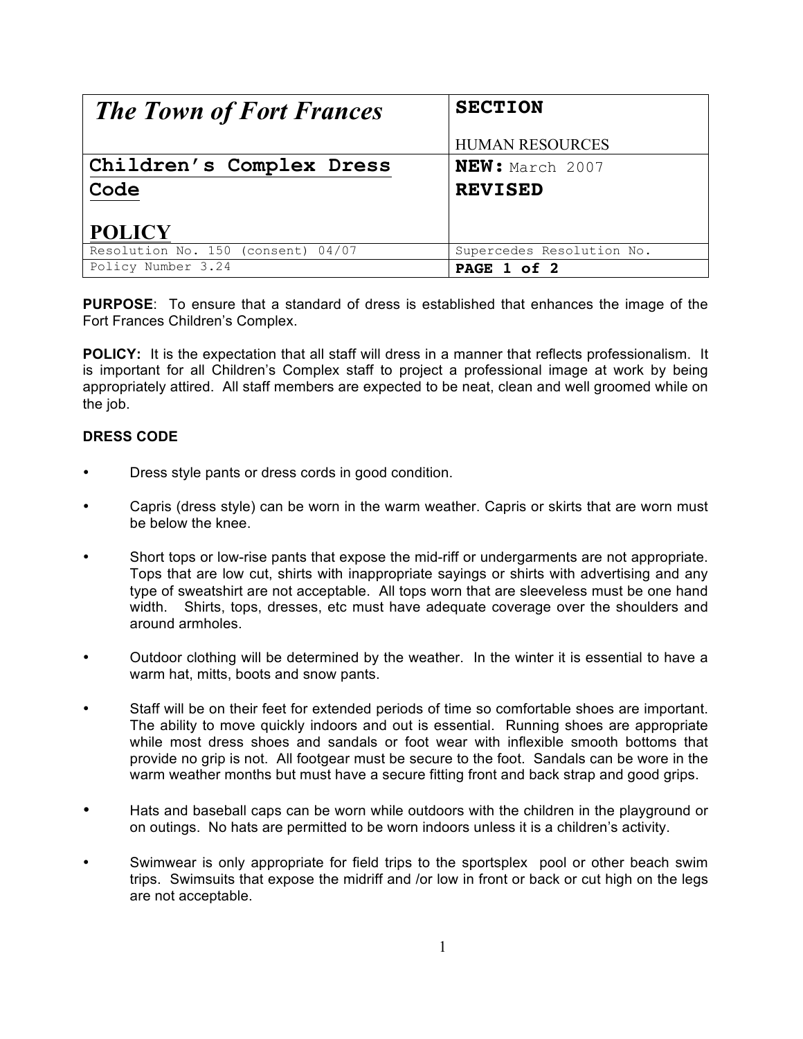| The Town of Fort Frances | SECTION<br><br>HUMAN RESOURCES |
| --- | --- |
| **Children's Complex Dress Code**<br><br>**POLICY** | **NEW:** March 2007<br>**REVISED** |
| Resolution No. 150 (consent) 04/07 | Supercedes Resolution No. |
| Policy Number 3.24 | **PAGE 1 of 2** |

**PURPOSE**: To ensure that a standard of dress is established that enhances the image of the Fort Frances Children's Complex.

**POLICY:** It is the expectation that all staff will dress in a manner that reflects professionalism. It is important for all Children's Complex staff to project a professional image at work by being appropriately attired. All staff members are expected to be neat, clean and well groomed while on the job.

**DRESS CODE**

- Dress style pants or dress cords in good condition.
- Capris (dress style) can be worn in the warm weather. Capris or skirts that are worn must be below the knee.
- Short tops or low-rise pants that expose the mid-riff or undergarments are not appropriate. Tops that are low cut, shirts with inappropriate sayings or shirts with advertising and any type of sweatshirt are not acceptable. All tops worn that are sleeveless must be one hand width. Shirts, tops, dresses, etc must have adequate coverage over the shoulders and around armholes.
- Outdoor clothing will be determined by the weather. In the winter it is essential to have a warm hat, mitts, boots and snow pants.
- Staff will be on their feet for extended periods of time so comfortable shoes are important. The ability to move quickly indoors and out is essential. Running shoes are appropriate while most dress shoes and sandals or foot wear with inflexible smooth bottoms that provide no grip is not. All footgear must be secure to the foot. Sandals can be wore in the warm weather months but must have a secure fitting front and back strap and good grips.
- Hats and baseball caps can be worn while outdoors with the children in the playground or on outings. No hats are permitted to be worn indoors unless it is a children's activity.
- Swimwear is only appropriate for field trips to the sportsplex pool or other beach swim trips. Swimsuits that expose the midriff and /or low in front or back or cut high on the legs are not acceptable.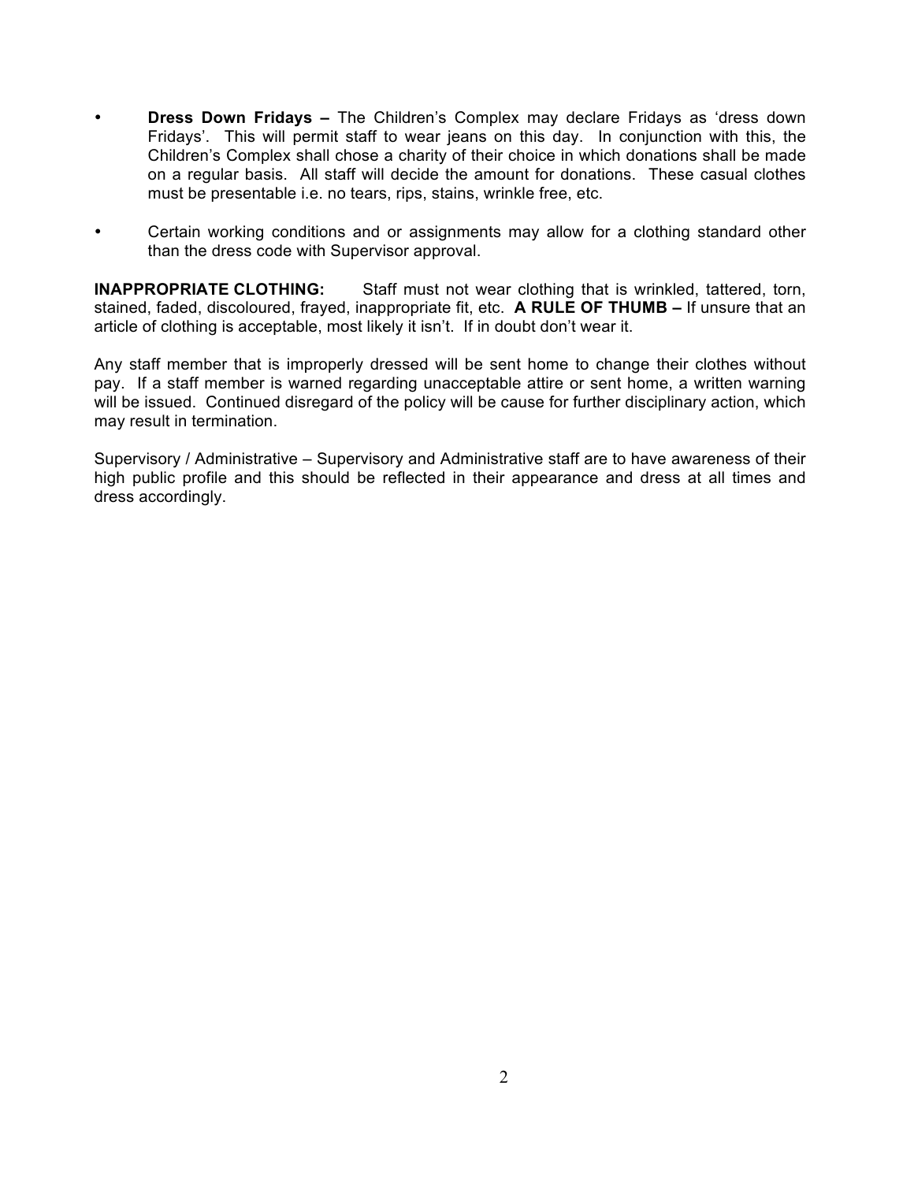- **Dress Down Fridays –** The Children's Complex may declare Fridays as 'dress down Fridays'. This will permit staff to wear jeans on this day. In conjunction with this, the Children's Complex shall chose a charity of their choice in which donations shall be made on a regular basis. All staff will decide the amount for donations. These casual clothes must be presentable i.e. no tears, rips, stains, wrinkle free, etc.

- Certain working conditions and or assignments may allow for a clothing standard other than the dress code with Supervisor approval.

**INAPPROPRIATE CLOTHING:** Staff must not wear clothing that is wrinkled, tattered, torn, stained, faded, discoloured, frayed, inappropriate fit, etc. **A RULE OF THUMB –** If unsure that an article of clothing is acceptable, most likely it isn't. If in doubt don't wear it.

Any staff member that is improperly dressed will be sent home to change their clothes without pay. If a staff member is warned regarding unacceptable attire or sent home, a written warning will be issued. Continued disregard of the policy will be cause for further disciplinary action, which may result in termination.

Supervisory / Administrative – Supervisory and Administrative staff are to have awareness of their high public profile and this should be reflected in their appearance and dress at all times and dress accordingly.